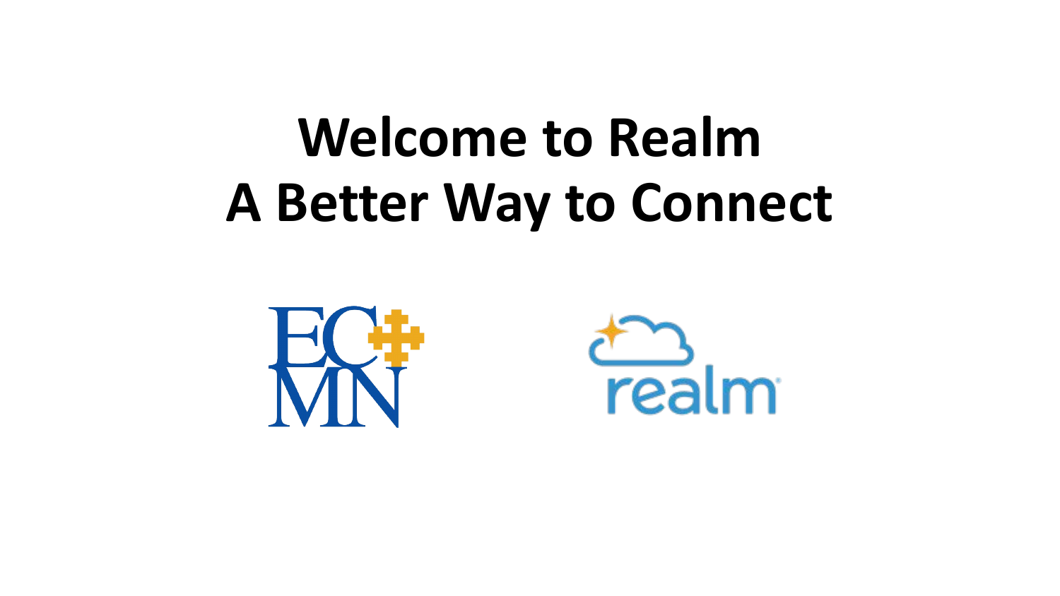# Welcome to Realm
# A Better Way to Connect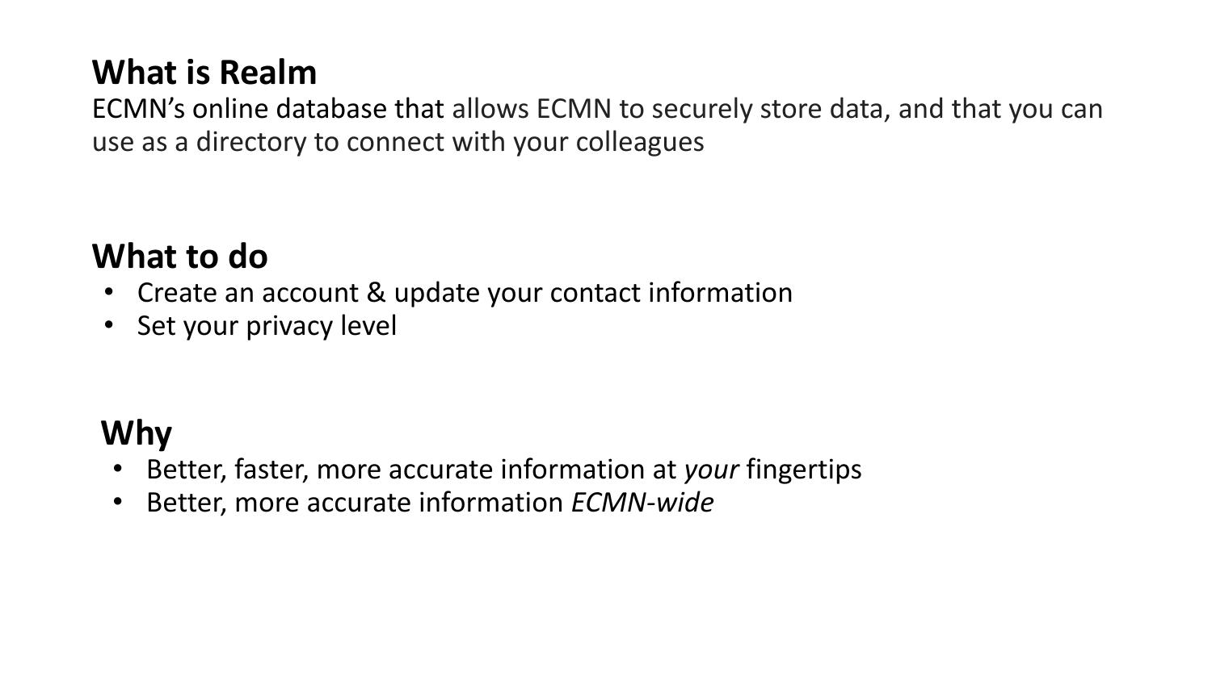## What is Realm

ECMN's online database that allows ECMN to securely store data, and that you can use as a directory to connect with your colleagues

## What to do

- Create an account & update your contact information
- Set your privacy level

## Why

- Better, faster, more accurate information at *your* fingertips
- Better, more accurate information *ECMN-wide*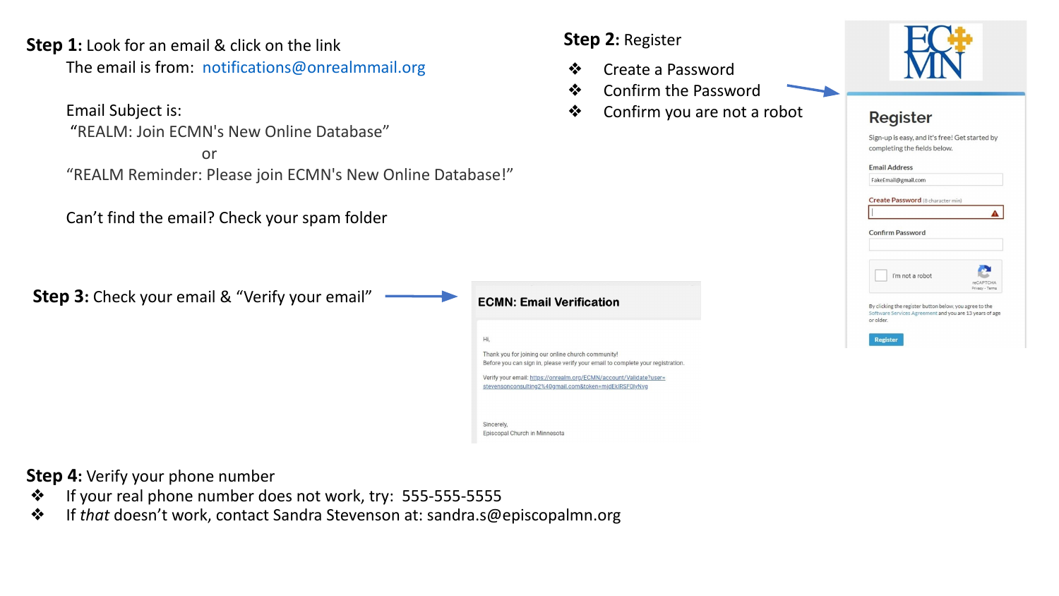**Step 1:** Look for an email & click on the link

The email is from: notifications@onrealmmail.org

Email Subject is:

"REALM: Join ECMN's New Online Database"

or

"REALM Reminder: Please join ECMN's New Online Database!"

Can't find the email? Check your spam folder

**Step 2:** Register

- Create a Password
- Confirm the Password
- Confirm you are not a robot

**Step 3:** Check your email & "Verify your email"

**Step 4:** Verify your phone number

- If your real phone number does not work, try: 555-555-5555
- If *that* doesn't work, contact Sandra Stevenson at: sandra.s@episcopalmn.org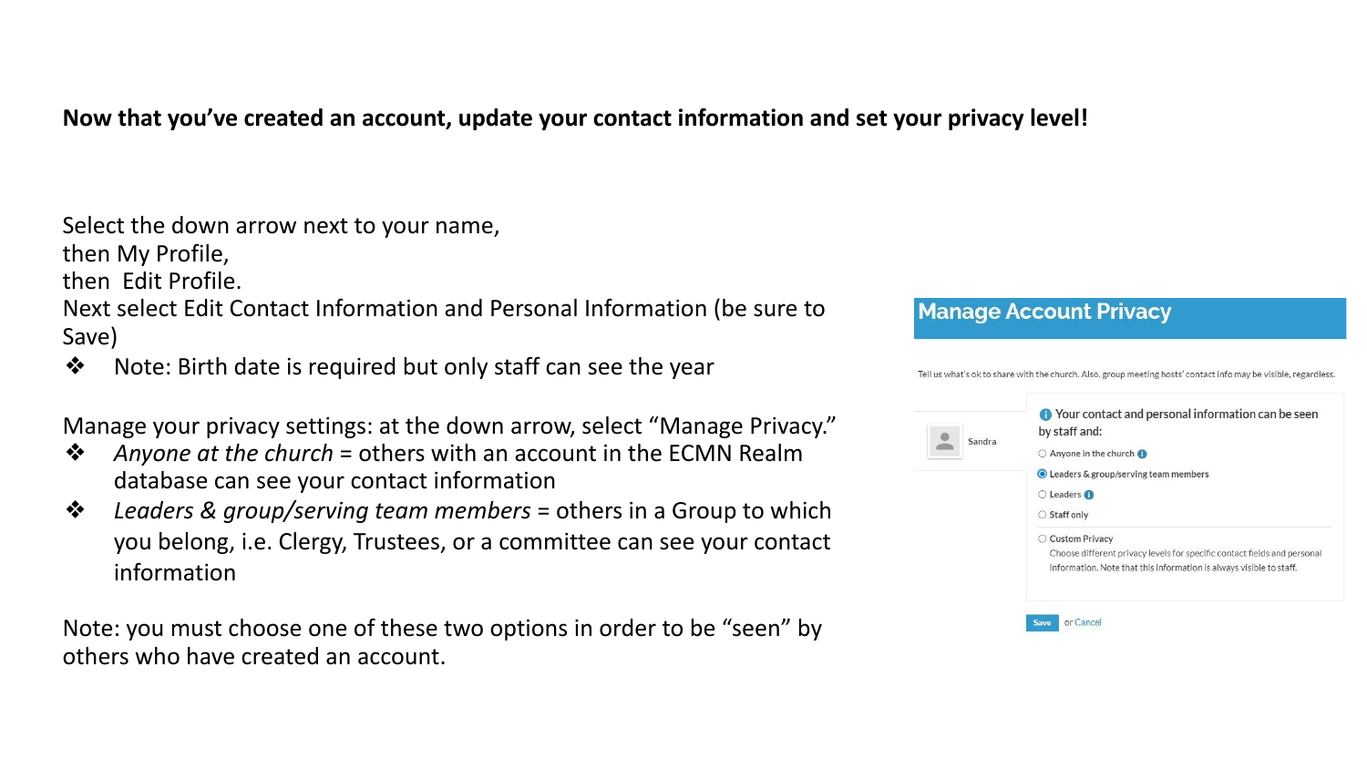**Now that you've created an account, update your contact information and set your privacy level!**

Select the down arrow next to your name,
then My Profile,
then Edit Profile.
Next select Edit Contact Information and Personal Information (be sure to Save)

- Note: Birth date is required but only staff can see the year

Manage your privacy settings: at the down arrow, select "Manage Privacy."

- *Anyone at the church* = others with an account in the ECMN Realm database can see your contact information
- *Leaders & group/serving team members* = others in a Group to which you belong, i.e. Clergy, Trustees, or a committee can see your contact information

Note: you must choose one of these two options in order to be "seen" by others who have created an account.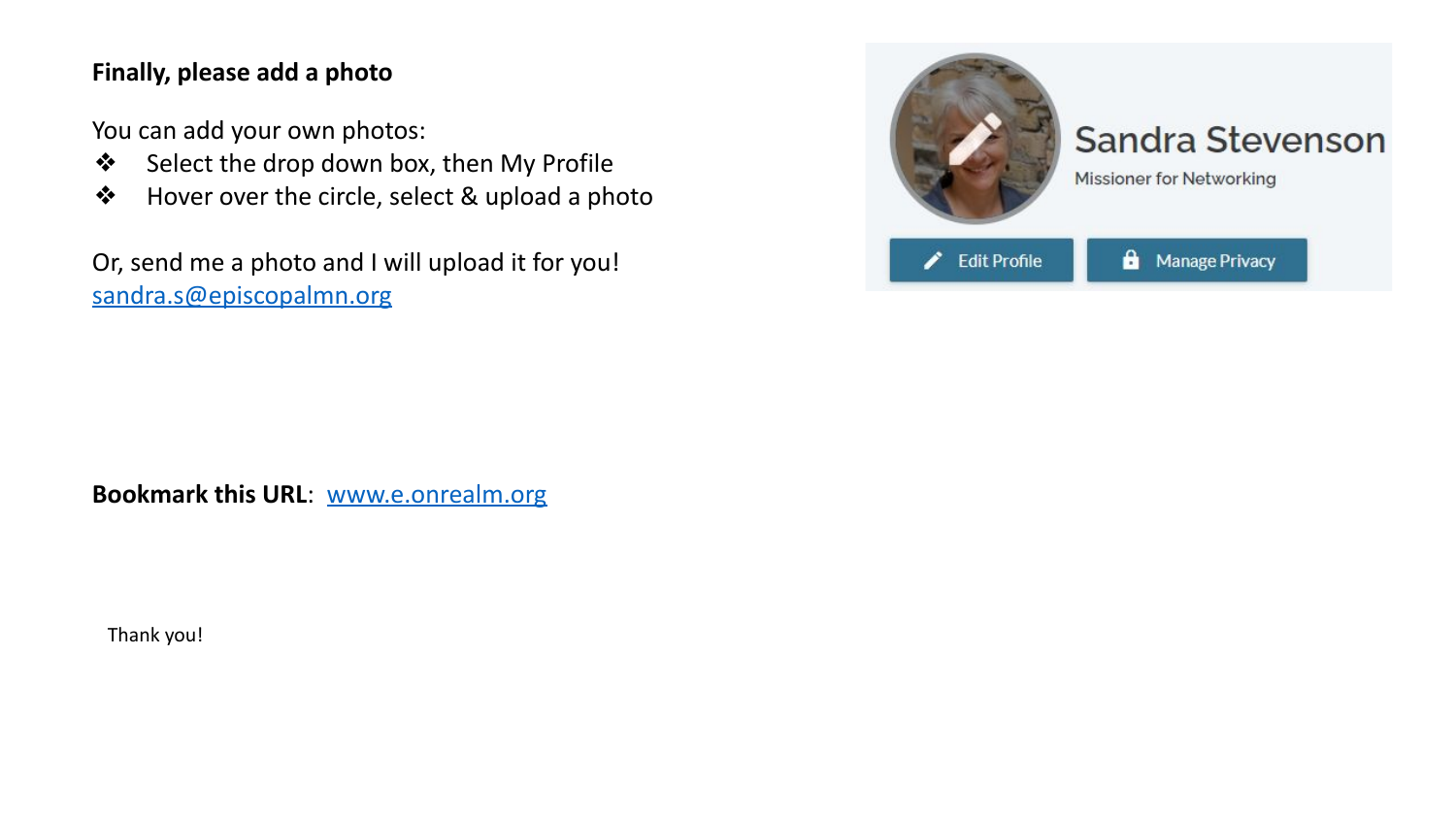**Finally, please add a photo**

You can add your own photos:

- Select the drop down box, then My Profile
- Hover over the circle, select & upload a photo

Or, send me a photo and I will upload it for you!
sandra.s@episcopalmn.org

Sandra Stevenson

Missioner for Networking

Edit Profile

Manage Privacy

**Bookmark this URL**: www.e.onrealm.org

Thank you!